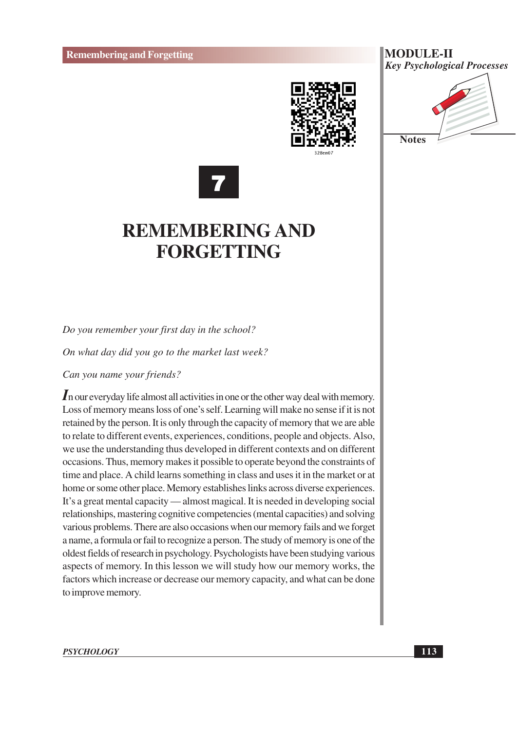# 7

# REMEMBERING AND FORGETTING

*Do you remember your first day in the school?*

*On what day did you go to the market last week?*

*Can you name your friends?*

In our everyday life almost all activities in one or the other way deal with memory. Loss of memory means loss of one's self. Learning will make no sense if it is not retained by the person. It is only through the capacity of memory that we are able to relate to different events, experiences, conditions, people and objects. Also, we use the understanding thus developed in different contexts and on different occasions. Thus, memory makes it possible to operate beyond the constraints of time and place. A child learns something in class and uses it in the market or at home or some other place. Memory establishes links across diverse experiences. It's a great mental capacity — almost magical. It is needed in developing social relationships, mastering cognitive competencies (mental capacities) and solving various problems. There are also occasions when our memory fails and we forget a name, a formula or fail to recognize a person. The study of memory is one of the oldest fields of research in psychology. Psychologists have been studying various aspects of memory. In this lesson we will study how our memory works, the factors which increase or decrease our memory capacity, and what can be done to improve memory.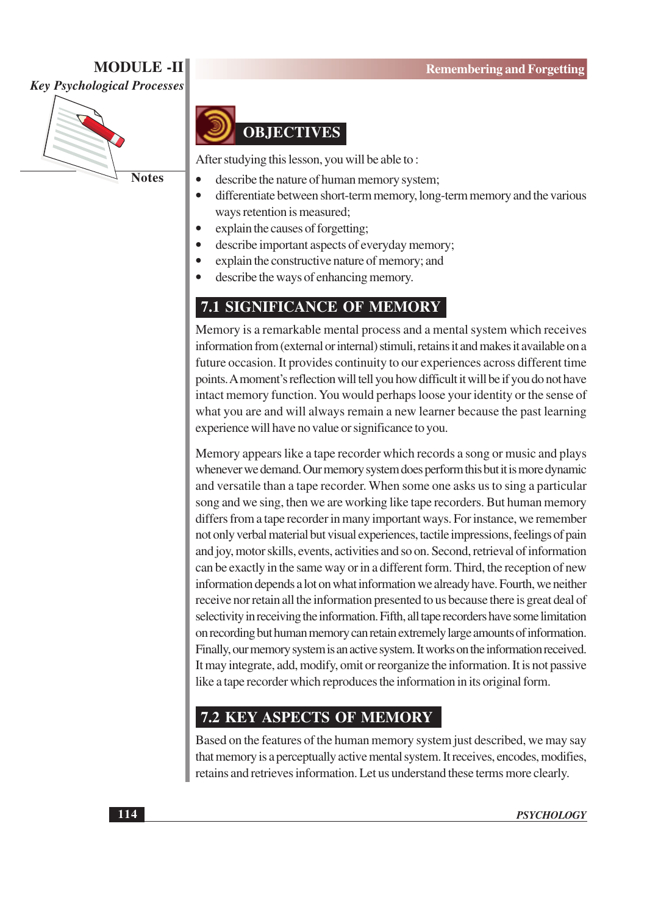## OBJECTIVES

After studying this lesson, you will be able to :

- describe the nature of human memory system;
- differentiate between short-term memory, long-term memory and the various ways retention is measured;
- explain the causes of forgetting;
- describe important aspects of everyday memory;
- explain the constructive nature of memory; and
- describe the ways of enhancing memory.

## 7.1 SIGNIFICANCE OF MEMORY

Memory is a remarkable mental process and a mental system which receives information from (external or internal) stimuli, retains it and makes it available on a future occasion. It provides continuity to our experiences across different time points. A moment's reflection will tell you how difficult it will be if you do not have intact memory function. You would perhaps loose your identity or the sense of what you are and will always remain a new learner because the past learning experience will have no value or significance to you.

Memory appears like a tape recorder which records a song or music and plays whenever we demand. Our memory system does perform this but it is more dynamic and versatile than a tape recorder. When some one asks us to sing a particular song and we sing, then we are working like tape recorders. But human memory differs from a tape recorder in many important ways. For instance, we remember not only verbal material but visual experiences, tactile impressions, feelings of pain and joy, motor skills, events, activities and so on. Second, retrieval of information can be exactly in the same way or in a different form. Third, the reception of new information depends a lot on what information we already have. Fourth, we neither receive nor retain all the information presented to us because there is great deal of selectivity in receiving the information. Fifth, all tape recorders have some limitation on recording but human memory can retain extremely large amounts of information. Finally, our memory system is an active system. It works on the information received. It may integrate, add, modify, omit or reorganize the information. It is not passive like a tape recorder which reproduces the information in its original form.

## 7.2 KEY ASPECTS OF MEMORY

Based on the features of the human memory system just described, we may say that memory is a perceptually active mental system. It receives, encodes, modifies, retains and retrieves information. Let us understand these terms more clearly.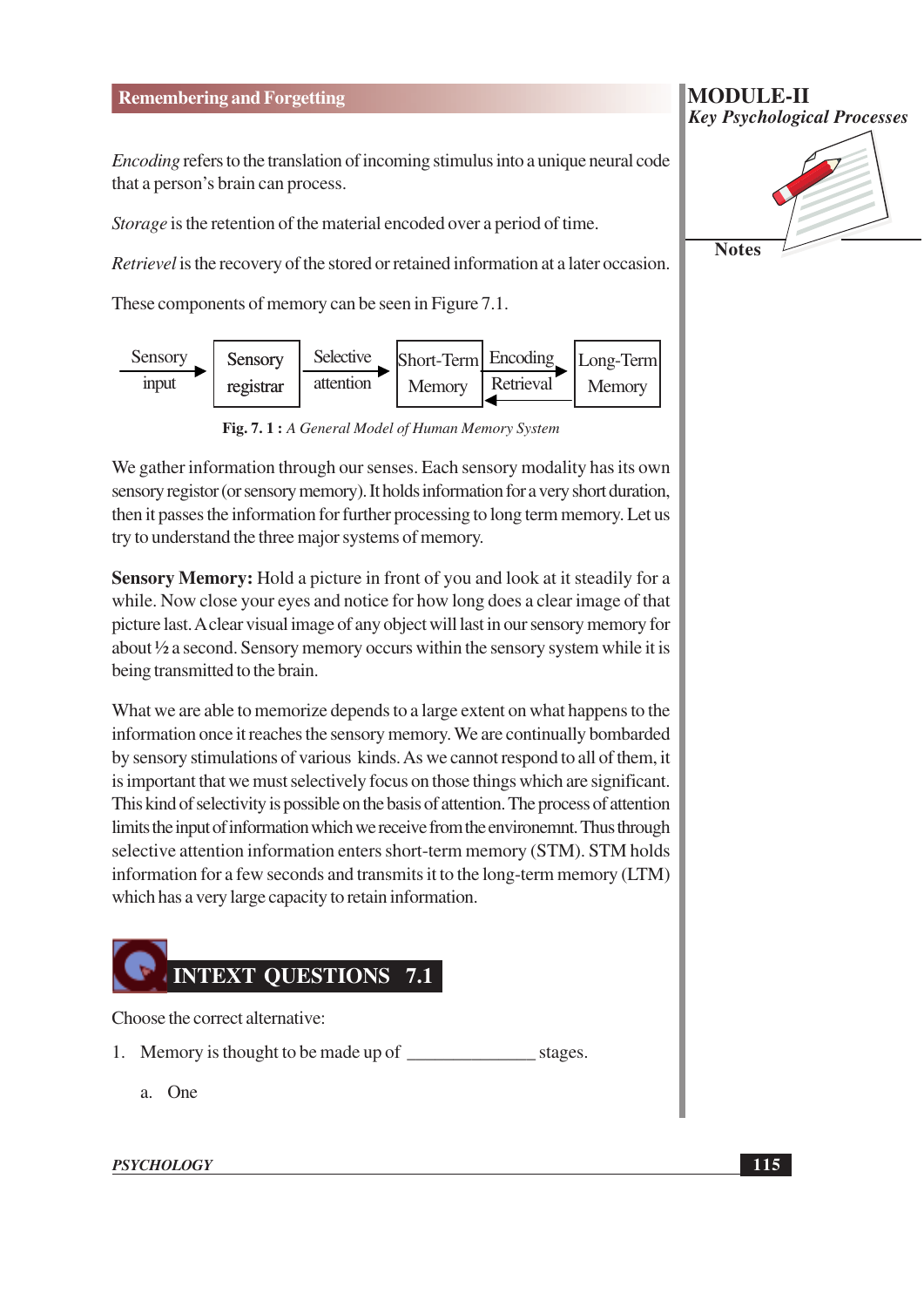*Encoding* refers to the translation of incoming stimulus into a unique neural code that a person's brain can process.

*Storage* is the retention of the material encoded over a period of time.

*Retrievel* is the recovery of the stored or retained information at a later occasion.

These components of memory can be seen in Figure 7.1.

Sensory input → Sensory registrar → Selective attention → Short-Term Memory ⇄ (Encoding → / ← Retrieval) Long-Term Memory

**Fig. 7. 1 :** *A General Model of Human Memory System*

We gather information through our senses. Each sensory modality has its own sensory registor (or sensory memory). It holds information for a very short duration, then it passes the information for further processing to long term memory. Let us try to understand the three major systems of memory.

**Sensory Memory:** Hold a picture in front of you and look at it steadily for a while. Now close your eyes and notice for how long does a clear image of that picture last. A clear visual image of any object will last in our sensory memory for about ½ a second. Sensory memory occurs within the sensory system while it is being transmitted to the brain.

What we are able to memorize depends to a large extent on what happens to the information once it reaches the sensory memory. We are continually bombarded by sensory stimulations of various kinds. As we cannot respond to all of them, it is important that we must selectively focus on those things which are significant. This kind of selectivity is possible on the basis of attention. The process of attention limits the input of information which we receive from the environemnt. Thus through selective attention information enters short-term memory (STM). STM holds information for a few seconds and transmits it to the long-term memory (LTM) which has a very large capacity to retain information.

## INTEXT QUESTIONS 7.1

Choose the correct alternative:

1. Memory is thought to be made up of _____________ stages.

   a. One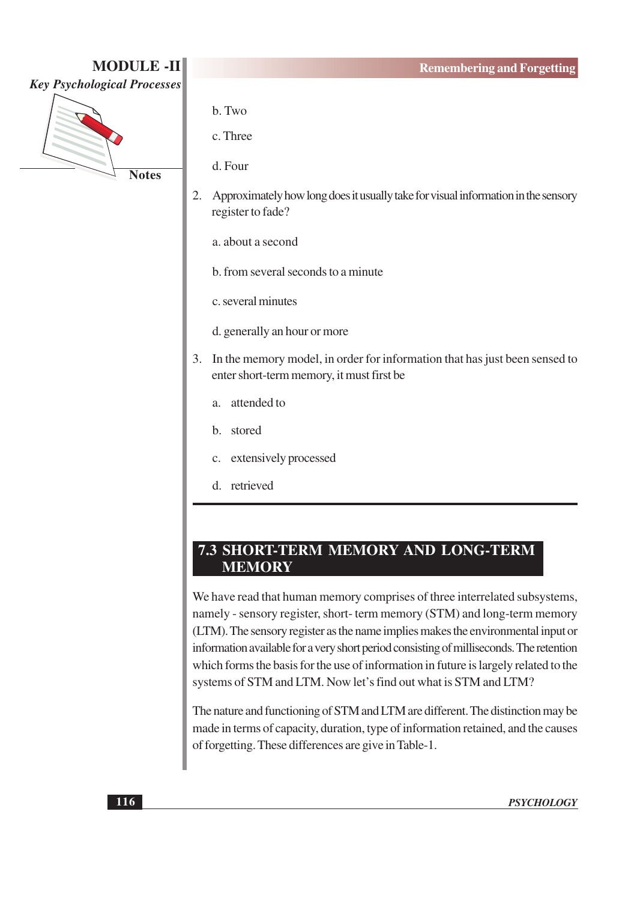b. Two

c. Three

d. Four

2. Approximately how long does it usually take for visual information in the sensory register to fade?

   a. about a second

   b. from several seconds to a minute

   c. several minutes

   d. generally an hour or more

3. In the memory model, in order for information that has just been sensed to enter short-term memory, it must first be

   a. attended to

   b. stored

   c. extensively processed

   d. retrieved

## 7.3 SHORT-TERM MEMORY AND LONG-TERM MEMORY

We have read that human memory comprises of three interrelated subsystems, namely - sensory register, short- term memory (STM) and long-term memory (LTM). The sensory register as the name implies makes the environmental input or information available for a very short period consisting of milliseconds. The retention which forms the basis for the use of information in future is largely related to the systems of STM and LTM. Now let's find out what is STM and LTM?

The nature and functioning of STM and LTM are different. The distinction may be made in terms of capacity, duration, type of information retained, and the causes of forgetting. These differences are give in Table-1.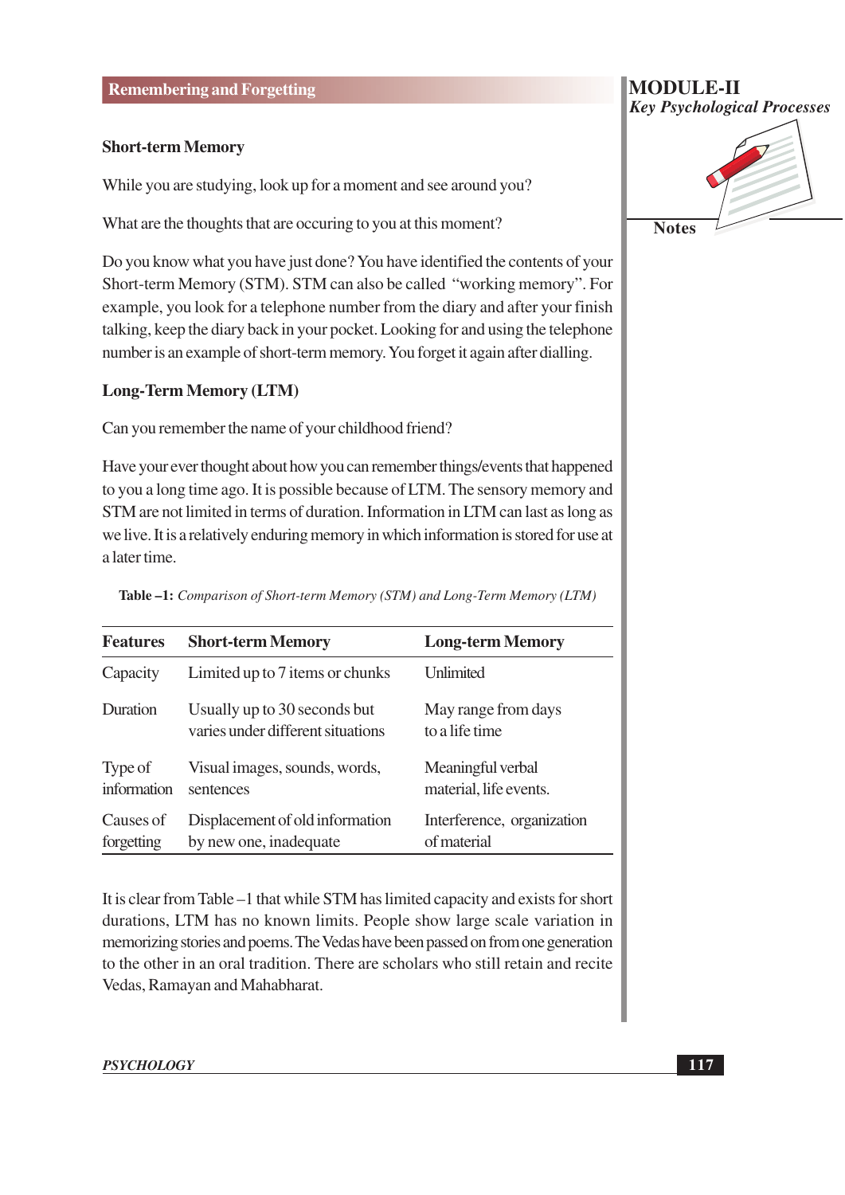### Short-term Memory

While you are studying, look up for a moment and see around you?

What are the thoughts that are occuring to you at this moment?

Do you know what you have just done? You have identified the contents of your Short-term Memory (STM). STM can also be called "working memory". For example, you look for a telephone number from the diary and after your finish talking, keep the diary back in your pocket. Looking for and using the telephone number is an example of short-term memory. You forget it again after dialling.

### Long-Term Memory (LTM)

Can you remember the name of your childhood friend?

Have your ever thought about how you can remember things/events that happened to you a long time ago. It is possible because of LTM. The sensory memory and STM are not limited in terms of duration. Information in LTM can last as long as we live. It is a relatively enduring memory in which information is stored for use at a later time.

**Table –1:** *Comparison of Short-term Memory (STM) and Long-Term Memory (LTM)*

| Features | Short-term Memory | Long-term Memory |
|---|---|---|
| Capacity | Limited up to 7 items or chunks | Unlimited |
| Duration | Usually up to 30 seconds but varies under different situations | May range from days to a life time |
| Type of information | Visual images, sounds, words, sentences | Meaningful verbal material, life events. |
| Causes of forgetting | Displacement of old information by new one, inadequate | Interference, organization of material |

It is clear from Table –1 that while STM has limited capacity and exists for short durations, LTM has no known limits. People show large scale variation in memorizing stories and poems. The Vedas have been passed on from one generation to the other in an oral tradition. There are scholars who still retain and recite Vedas, Ramayan and Mahabharat.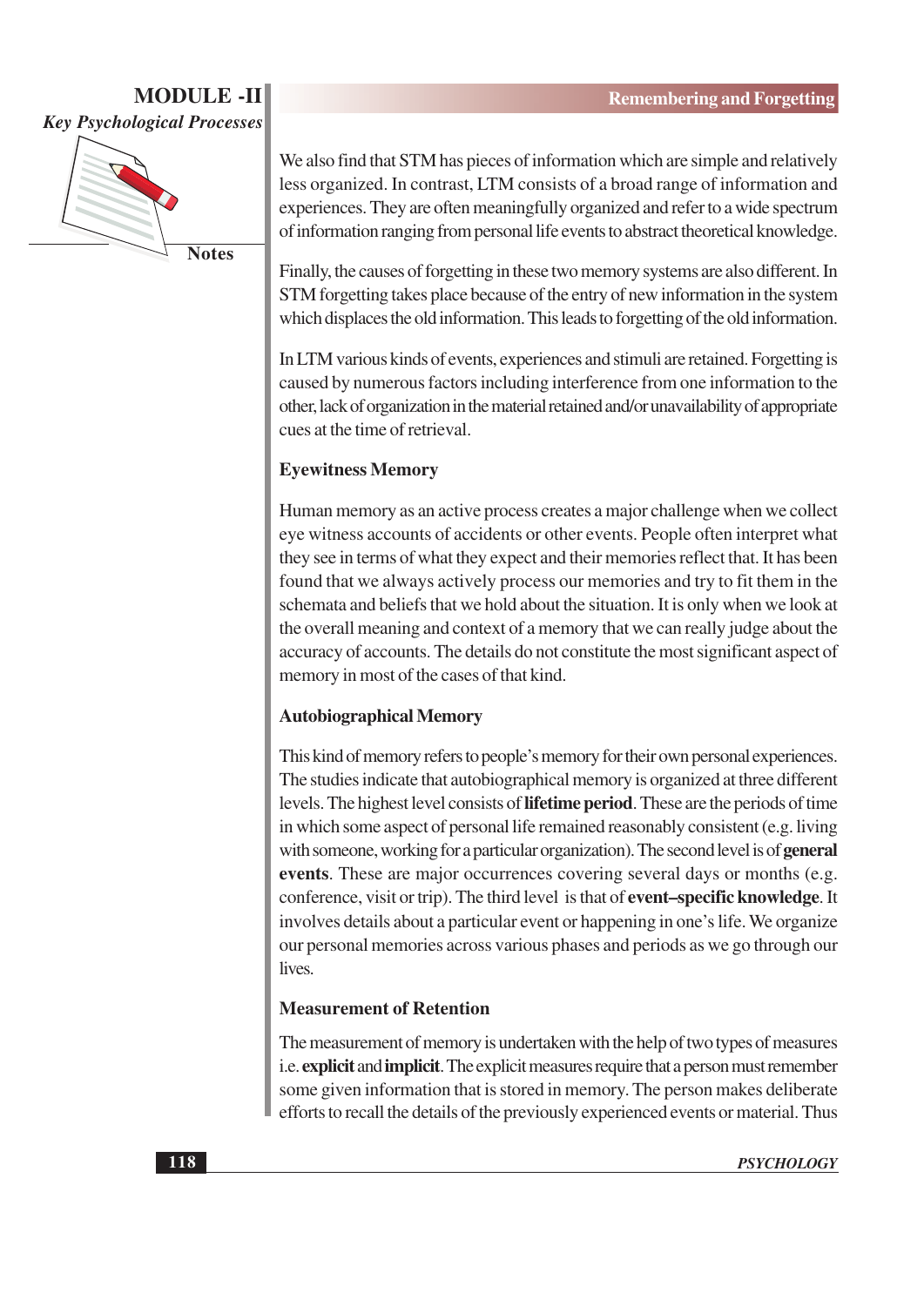We also find that STM has pieces of information which are simple and relatively less organized. In contrast, LTM consists of a broad range of information and experiences. They are often meaningfully organized and refer to a wide spectrum of information ranging from personal life events to abstract theoretical knowledge.

Finally, the causes of forgetting in these two memory systems are also different. In STM forgetting takes place because of the entry of new information in the system which displaces the old information. This leads to forgetting of the old information.

In LTM various kinds of events, experiences and stimuli are retained. Forgetting is caused by numerous factors including interference from one information to the other, lack of organization in the material retained and/or unavailability of appropriate cues at the time of retrieval.

### Eyewitness Memory

Human memory as an active process creates a major challenge when we collect eye witness accounts of accidents or other events. People often interpret what they see in terms of what they expect and their memories reflect that. It has been found that we always actively process our memories and try to fit them in the schemata and beliefs that we hold about the situation. It is only when we look at the overall meaning and context of a memory that we can really judge about the accuracy of accounts. The details do not constitute the most significant aspect of memory in most of the cases of that kind.

### Autobiographical Memory

This kind of memory refers to people's memory for their own personal experiences. The studies indicate that autobiographical memory is organized at three different levels. The highest level consists of **lifetime period**. These are the periods of time in which some aspect of personal life remained reasonably consistent (e.g. living with someone, working for a particular organization). The second level is of **general events**. These are major occurrences covering several days or months (e.g. conference, visit or trip). The third level is that of **event–specific knowledge**. It involves details about a particular event or happening in one's life. We organize our personal memories across various phases and periods as we go through our lives.

### Measurement of Retention

The measurement of memory is undertaken with the help of two types of measures i.e. **explicit** and **implicit**. The explicit measures require that a person must remember some given information that is stored in memory. The person makes deliberate efforts to recall the details of the previously experienced events or material. Thus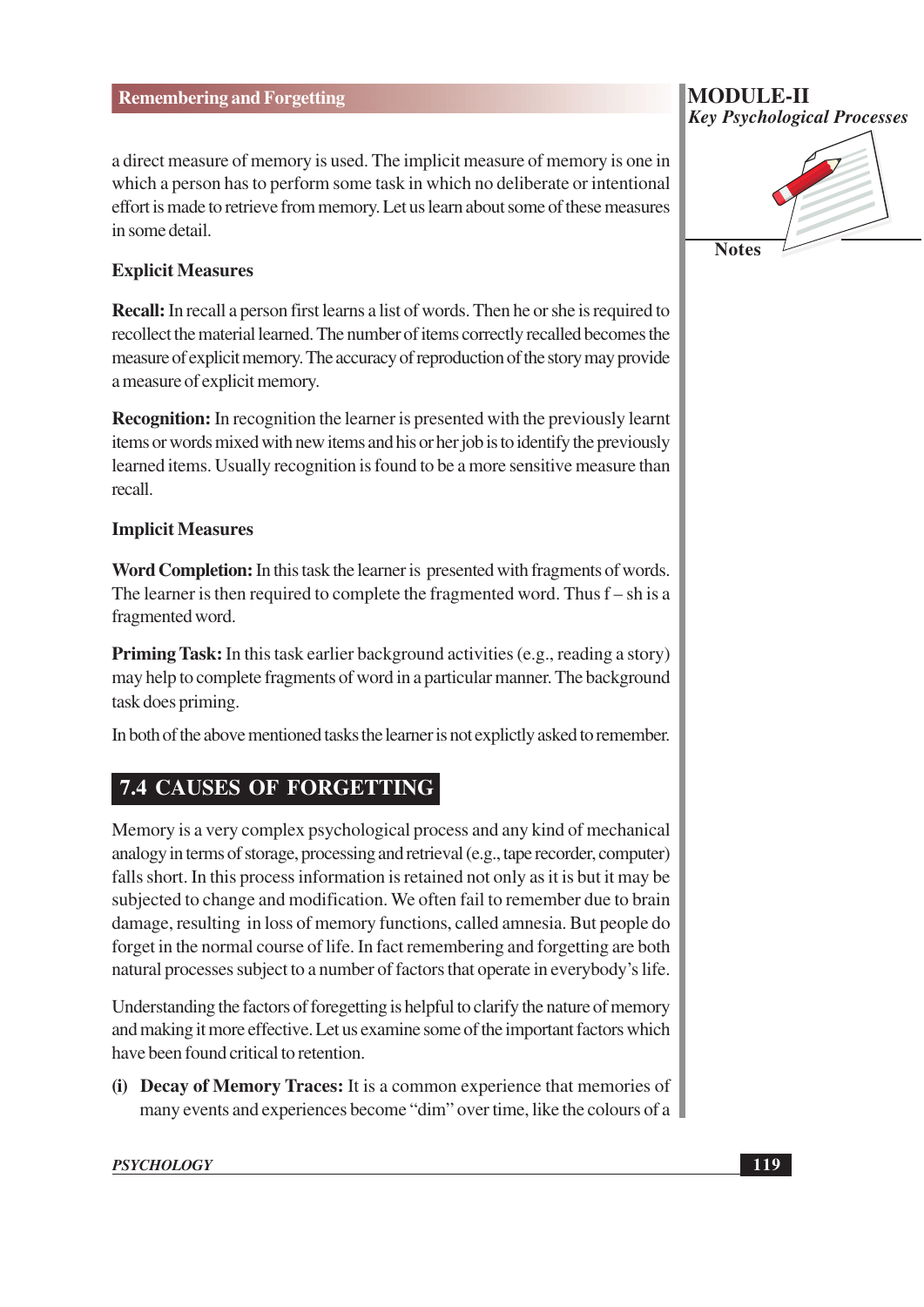a direct measure of memory is used. The implicit measure of memory is one in which a person has to perform some task in which no deliberate or intentional effort is made to retrieve from memory. Let us learn about some of these measures in some detail.

**Explicit Measures**

**Recall:** In recall a person first learns a list of words. Then he or she is required to recollect the material learned. The number of items correctly recalled becomes the measure of explicit memory. The accuracy of reproduction of the story may provide a measure of explicit memory.

**Recognition:** In recognition the learner is presented with the previously learnt items or words mixed with new items and his or her job is to identify the previously learned items. Usually recognition is found to be a more sensitive measure than recall.

**Implicit Measures**

**Word Completion:** In this task the learner is presented with fragments of words. The learner is then required to complete the fragmented word. Thus f – sh is a fragmented word.

**Priming Task:** In this task earlier background activities (e.g., reading a story) may help to complete fragments of word in a particular manner. The background task does priming.

In both of the above mentioned tasks the learner is not explictly asked to remember.

## 7.4 CAUSES OF FORGETTING

Memory is a very complex psychological process and any kind of mechanical analogy in terms of storage, processing and retrieval (e.g., tape recorder, computer) falls short. In this process information is retained not only as it is but it may be subjected to change and modification. We often fail to remember due to brain damage, resulting in loss of memory functions, called amnesia. But people do forget in the normal course of life. In fact remembering and forgetting are both natural processes subject to a number of factors that operate in everybody's life.

Understanding the factors of foregetting is helpful to clarify the nature of memory and making it more effective. Let us examine some of the important factors which have been found critical to retention.

**(i) Decay of Memory Traces:** It is a common experience that memories of many events and experiences become "dim" over time, like the colours of a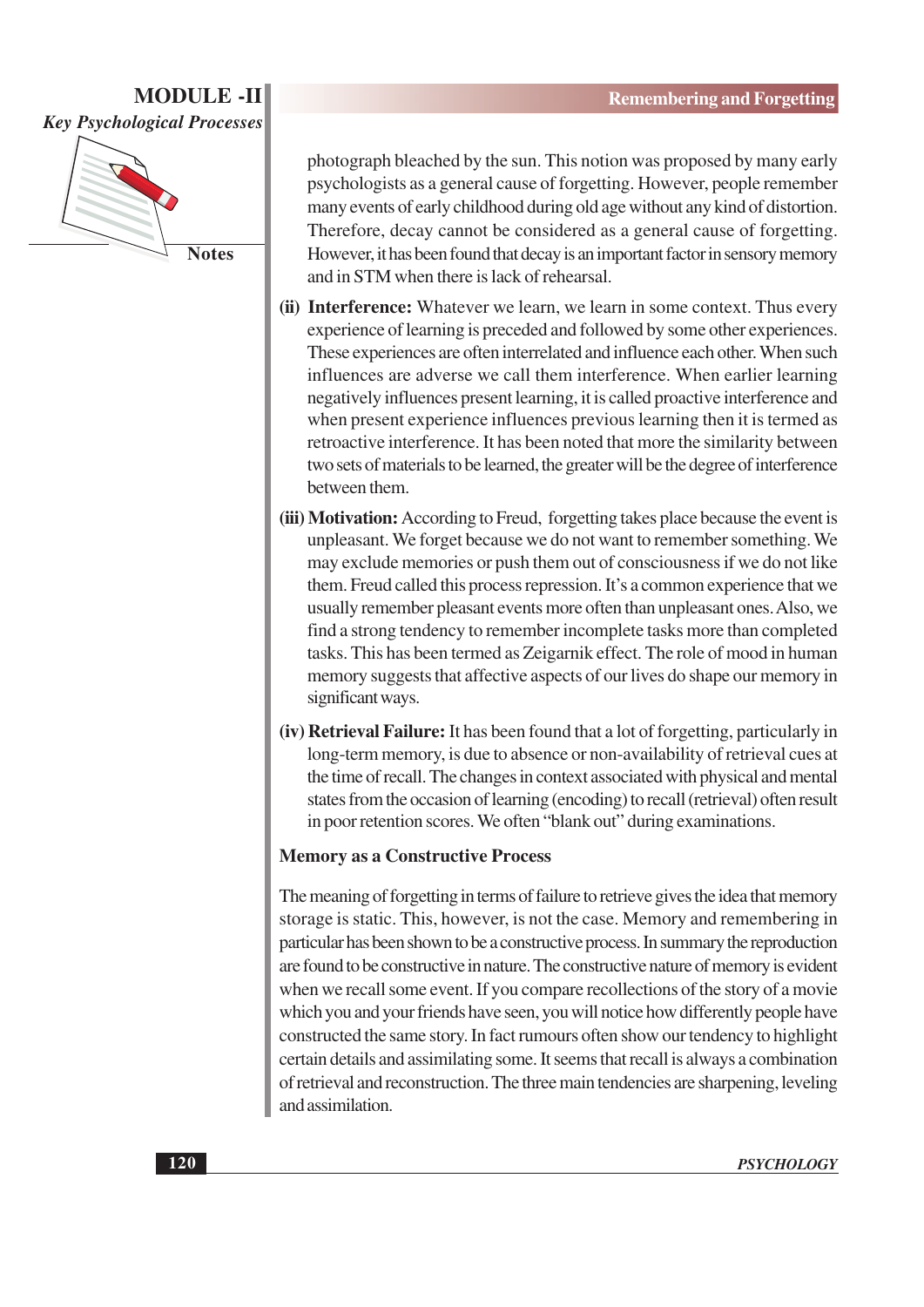photograph bleached by the sun. This notion was proposed by many early psychologists as a general cause of forgetting. However, people remember many events of early childhood during old age without any kind of distortion. Therefore, decay cannot be considered as a general cause of forgetting. However, it has been found that decay is an important factor in sensory memory and in STM when there is lack of rehearsal.

**(ii) Interference:** Whatever we learn, we learn in some context. Thus every experience of learning is preceded and followed by some other experiences. These experiences are often interrelated and influence each other. When such influences are adverse we call them interference. When earlier learning negatively influences present learning, it is called proactive interference and when present experience influences previous learning then it is termed as retroactive interference. It has been noted that more the similarity between two sets of materials to be learned, the greater will be the degree of interference between them.

**(iii) Motivation:** According to Freud, forgetting takes place because the event is unpleasant. We forget because we do not want to remember something. We may exclude memories or push them out of consciousness if we do not like them. Freud called this process repression. It's a common experience that we usually remember pleasant events more often than unpleasant ones. Also, we find a strong tendency to remember incomplete tasks more than completed tasks. This has been termed as Zeigarnik effect. The role of mood in human memory suggests that affective aspects of our lives do shape our memory in significant ways.

**(iv) Retrieval Failure:** It has been found that a lot of forgetting, particularly in long-term memory, is due to absence or non-availability of retrieval cues at the time of recall. The changes in context associated with physical and mental states from the occasion of learning (encoding) to recall (retrieval) often result in poor retention scores. We often "blank out" during examinations.

### Memory as a Constructive Process

The meaning of forgetting in terms of failure to retrieve gives the idea that memory storage is static. This, however, is not the case. Memory and remembering in particular has been shown to be a constructive process. In summary the reproduction are found to be constructive in nature. The constructive nature of memory is evident when we recall some event. If you compare recollections of the story of a movie which you and your friends have seen, you will notice how differently people have constructed the same story. In fact rumours often show our tendency to highlight certain details and assimilating some. It seems that recall is always a combination of retrieval and reconstruction. The three main tendencies are sharpening, leveling and assimilation.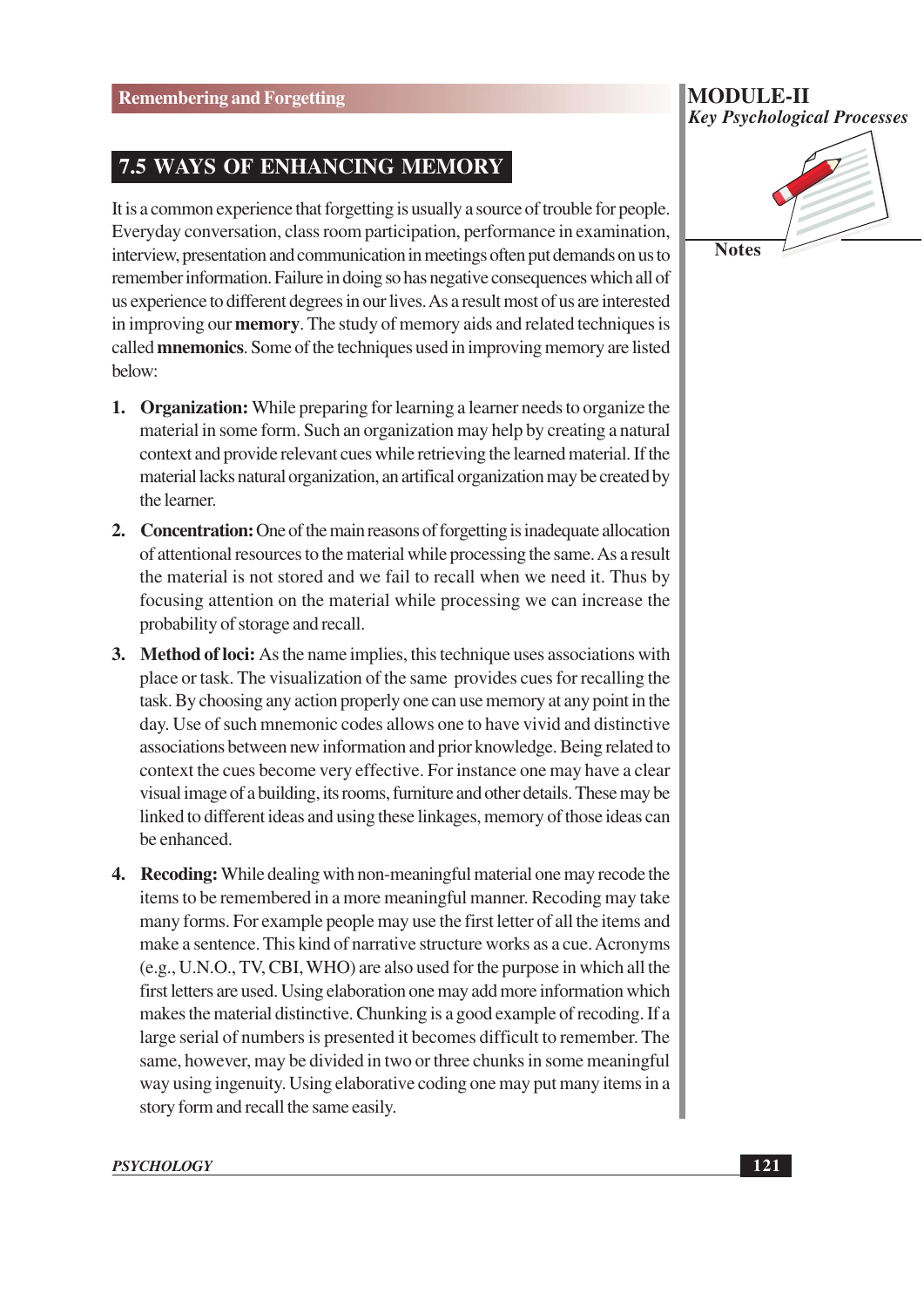## 7.5 WAYS OF ENHANCING MEMORY

It is a common experience that forgetting is usually a source of trouble for people. Everyday conversation, class room participation, performance in examination, interview, presentation and communication in meetings often put demands on us to remember information. Failure in doing so has negative consequences which all of us experience to different degrees in our lives. As a result most of us are interested in improving our **memory**. The study of memory aids and related techniques is called **mnemonics**. Some of the techniques used in improving memory are listed below:

1. **Organization:** While preparing for learning a learner needs to organize the material in some form. Such an organization may help by creating a natural context and provide relevant cues while retrieving the learned material. If the material lacks natural organization, an artifical organization may be created by the learner.

2. **Concentration:** One of the main reasons of forgetting is inadequate allocation of attentional resources to the material while processing the same. As a result the material is not stored and we fail to recall when we need it. Thus by focusing attention on the material while processing we can increase the probability of storage and recall.

3. **Method of loci:** As the name implies, this technique uses associations with place or task. The visualization of the same provides cues for recalling the task. By choosing any action properly one can use memory at any point in the day. Use of such mnemonic codes allows one to have vivid and distinctive associations between new information and prior knowledge. Being related to context the cues become very effective. For instance one may have a clear visual image of a building, its rooms, furniture and other details. These may be linked to different ideas and using these linkages, memory of those ideas can be enhanced.

4. **Recoding:** While dealing with non-meaningful material one may recode the items to be remembered in a more meaningful manner. Recoding may take many forms. For example people may use the first letter of all the items and make a sentence. This kind of narrative structure works as a cue. Acronyms (e.g., U.N.O., TV, CBI, WHO) are also used for the purpose in which all the first letters are used. Using elaboration one may add more information which makes the material distinctive. Chunking is a good example of recoding. If a large serial of numbers is presented it becomes difficult to remember. The same, however, may be divided in two or three chunks in some meaningful way using ingenuity. Using elaborative coding one may put many items in a story form and recall the same easily.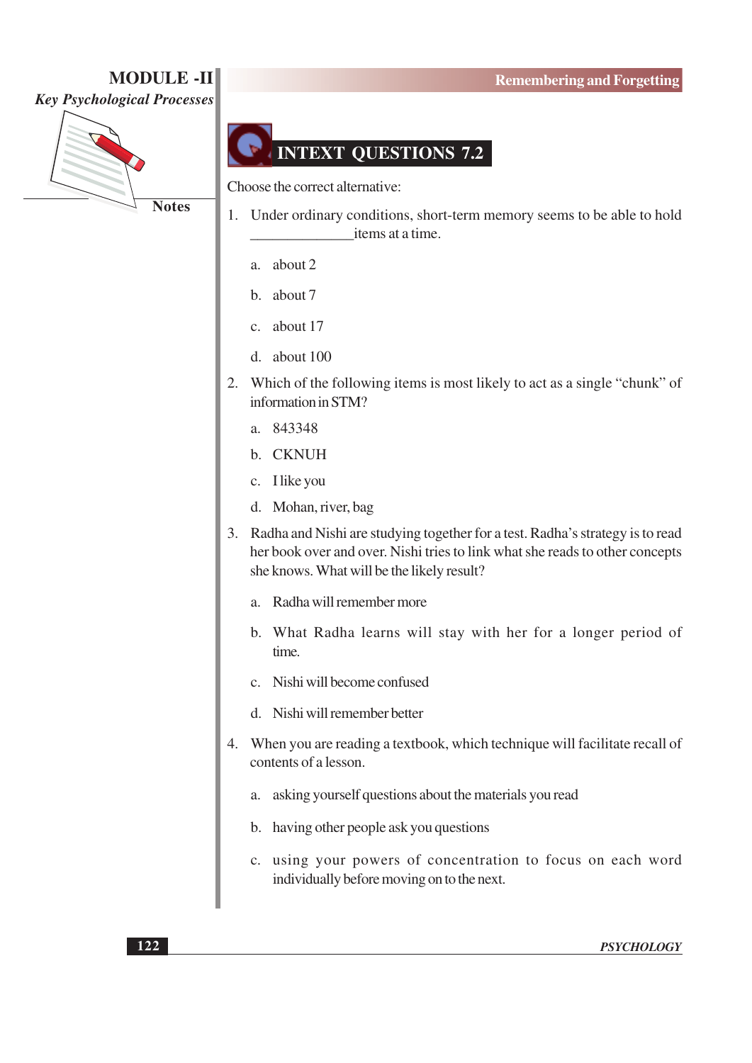## INTEXT QUESTIONS 7.2

Choose the correct alternative:

1. Under ordinary conditions, short-term memory seems to be able to hold ______________items at a time.

   a. about 2

   b. about 7

   c. about 17

   d. about 100

2. Which of the following items is most likely to act as a single "chunk" of information in STM?

   a. 843348

   b. CKNUH

   c. I like you

   d. Mohan, river, bag

3. Radha and Nishi are studying together for a test. Radha's strategy is to read her book over and over. Nishi tries to link what she reads to other concepts she knows. What will be the likely result?

   a. Radha will remember more

   b. What Radha learns will stay with her for a longer period of time.

   c. Nishi will become confused

   d. Nishi will remember better

4. When you are reading a textbook, which technique will facilitate recall of contents of a lesson.

   a. asking yourself questions about the materials you read

   b. having other people ask you questions

   c. using your powers of concentration to focus on each word individually before moving on to the next.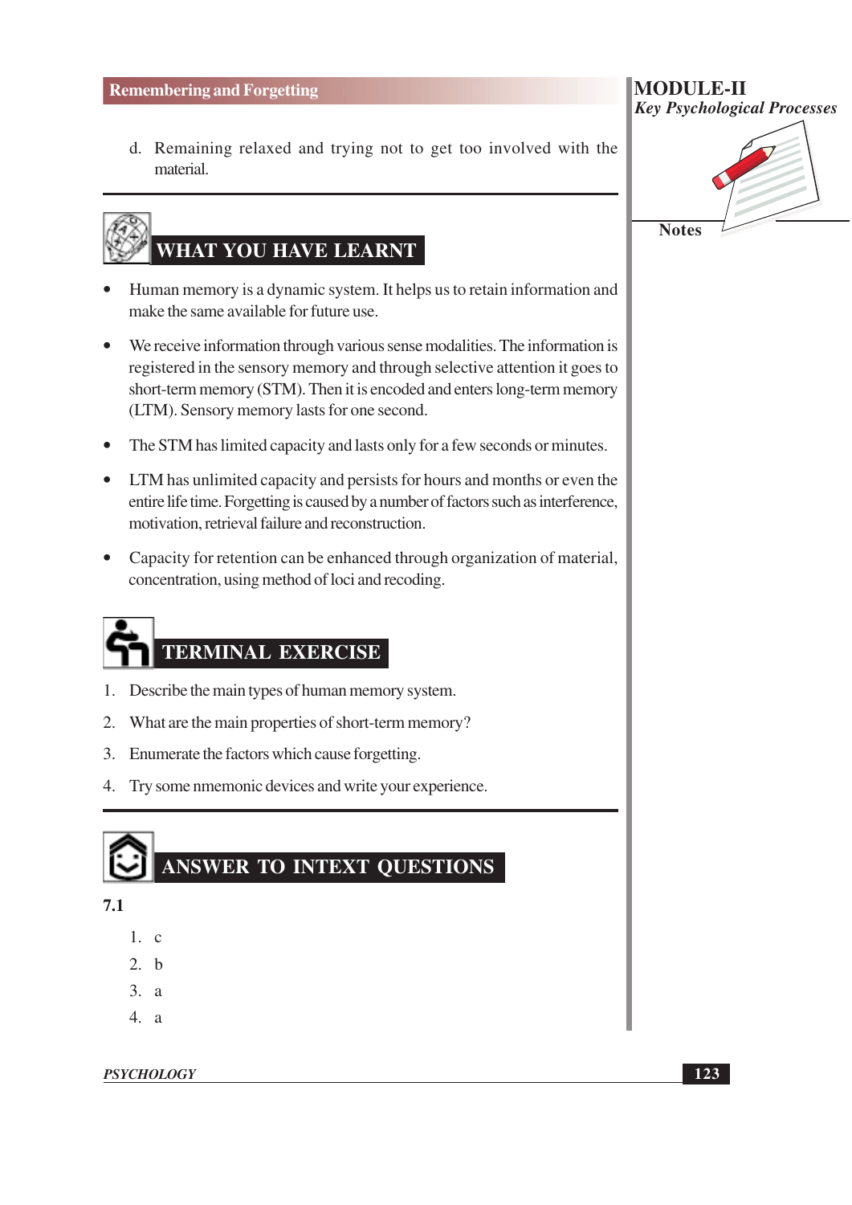d. Remaining relaxed and trying not to get too involved with the material.

## WHAT YOU HAVE LEARNT

- Human memory is a dynamic system. It helps us to retain information and make the same available for future use.
- We receive information through various sense modalities. The information is registered in the sensory memory and through selective attention it goes to short-term memory (STM). Then it is encoded and enters long-term memory (LTM). Sensory memory lasts for one second.
- The STM has limited capacity and lasts only for a few seconds or minutes.
- LTM has unlimited capacity and persists for hours and months or even the entire life time. Forgetting is caused by a number of factors such as interference, motivation, retrieval failure and reconstruction.
- Capacity for retention can be enhanced through organization of material, concentration, using method of loci and recoding.

## TERMINAL EXERCISE

1. Describe the main types of human memory system.
2. What are the main properties of short-term memory?
3. Enumerate the factors which cause forgetting.
4. Try some nmemonic devices and write your experience.

## ANSWER TO INTEXT QUESTIONS

**7.1**

1. c
2. b
3. a
4. a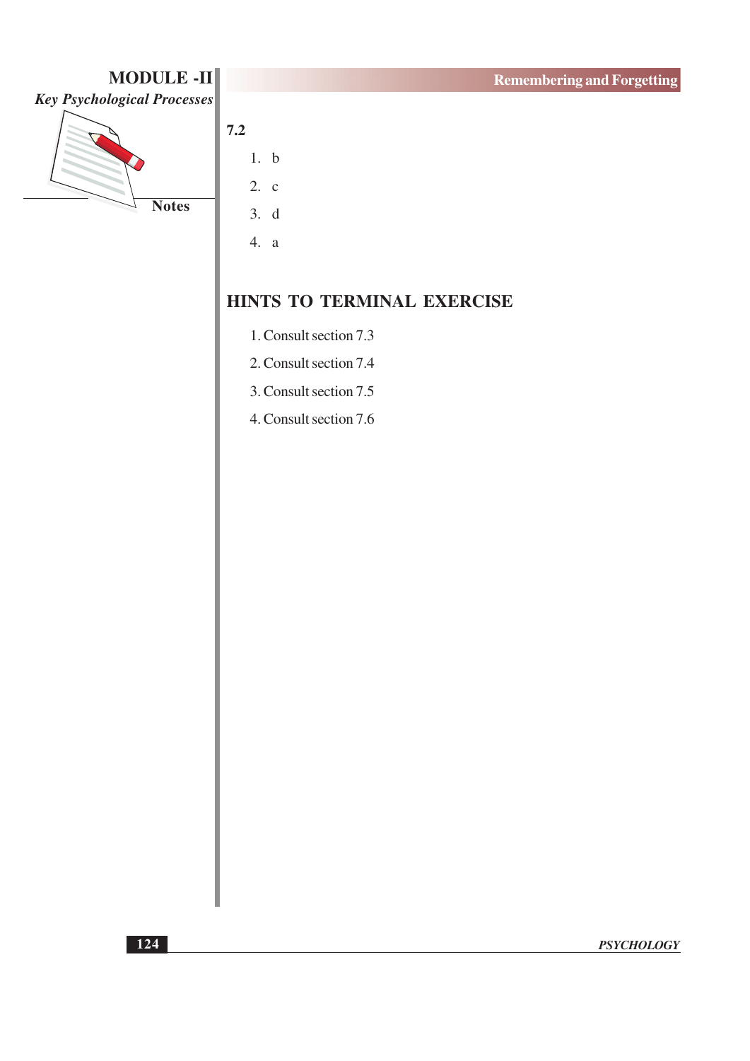**7.2**

1. b
2. c
3. d
4. a

## HINTS TO TERMINAL EXERCISE

1. Consult section 7.3
2. Consult section 7.4
3. Consult section 7.5
4. Consult section 7.6